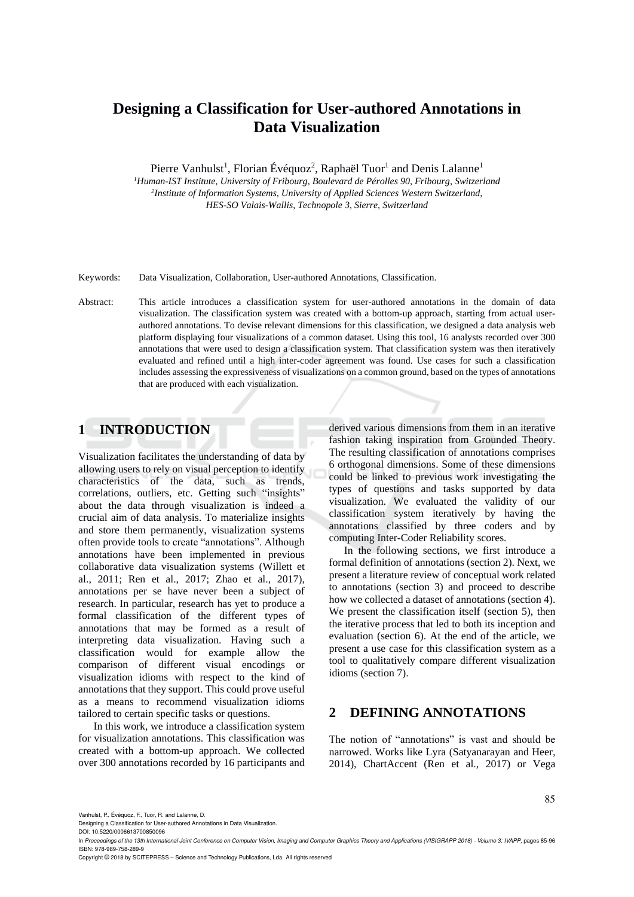# Designing a Classification for User-authored Annotations in Data Visualization

Pierre Vanhulst[1], Florian Évéquoz[2], Raphaël Tuor[1] and Denis Lalanne[1]

[1]*Human-IST Institute, University of Fribourg, Boulevard de Pérolles 90, Fribourg, Switzerland*
[2]*Institute of Information Systems, University of Applied Sciences Western Switzerland, HES-SO Valais-Wallis, Technopole 3, Sierre, Switzerland*

Keywords: Data Visualization, Collaboration, User-authored Annotations, Classification.

Abstract: This article introduces a classification system for user-authored annotations in the domain of data visualization. The classification system was created with a bottom-up approach, starting from actual user-authored annotations. To devise relevant dimensions for this classification, we designed a data analysis web platform displaying four visualizations of a common dataset. Using this tool, 16 analysts recorded over 300 annotations that were used to design a classification system. That classification system was then iteratively evaluated and refined until a high inter-coder agreement was found. Use cases for such a classification includes assessing the expressiveness of visualizations on a common ground, based on the types of annotations that are produced with each visualization.

## 1 INTRODUCTION

Visualization facilitates the understanding of data by allowing users to rely on visual perception to identify characteristics of the data, such as trends, correlations, outliers, etc. Getting such "insights" about the data through visualization is indeed a crucial aim of data analysis. To materialize insights and store them permanently, visualization systems often provide tools to create "annotations". Although annotations have been implemented in previous collaborative data visualization systems (Willett et al., 2011; Ren et al., 2017; Zhao et al., 2017), annotations per se have never been a subject of research. In particular, research has yet to produce a formal classification of the different types of annotations that may be formed as a result of interpreting data visualization. Having such a classification would for example allow the comparison of different visual encodings or visualization idioms with respect to the kind of annotations that they support. This could prove useful as a means to recommend visualization idioms tailored to certain specific tasks or questions.

In this work, we introduce a classification system for visualization annotations. This classification was created with a bottom-up approach. We collected over 300 annotations recorded by 16 participants and derived various dimensions from them in an iterative fashion taking inspiration from Grounded Theory. The resulting classification of annotations comprises 6 orthogonal dimensions. Some of these dimensions could be linked to previous work investigating the types of questions and tasks supported by data visualization. We evaluated the validity of our classification system iteratively by having the annotations classified by three coders and by computing Inter-Coder Reliability scores.

In the following sections, we first introduce a formal definition of annotations (section 2). Next, we present a literature review of conceptual work related to annotations (section 3) and proceed to describe how we collected a dataset of annotations (section 4). We present the classification itself (section 5), then the iterative process that led to both its inception and evaluation (section 6). At the end of the article, we present a use case for this classification system as a tool to qualitatively compare different visualization idioms (section 7).

## 2 DEFINING ANNOTATIONS

The notion of "annotations" is vast and should be narrowed. Works like Lyra (Satyanarayan and Heer, 2014), ChartAccent (Ren et al., 2017) or Vega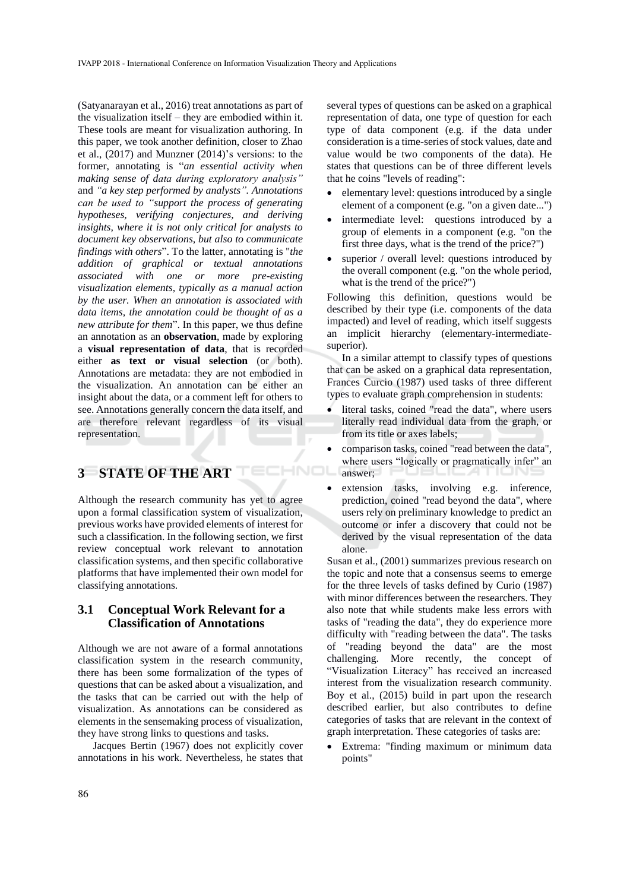(Satyanarayan et al., 2016) treat annotations as part of the visualization itself – they are embodied within it. These tools are meant for visualization authoring. In this paper, we took another definition, closer to Zhao et al., (2017) and Munzner (2014)'s versions: to the former, annotating is "*an essential activity when making sense of data during exploratory analysis"* and *"a key step performed by analysts". Annotations can be used to "support the process of generating hypotheses, verifying conjectures, and deriving insights, where it is not only critical for analysts to document key observations, but also to communicate findings with others*". To the latter, annotating is "*the addition of graphical or textual annotations associated with one or more pre-existing visualization elements, typically as a manual action by the user. When an annotation is associated with data items, the annotation could be thought of as a new attribute for them*". In this paper, we thus define an annotation as an **observation**, made by exploring a **visual representation of data**, that is recorded either **as text or visual selection** (or both). Annotations are metadata: they are not embodied in the visualization. An annotation can be either an insight about the data, or a comment left for others to see. Annotations generally concern the data itself, and are therefore relevant regardless of its visual representation.

## 3 STATE OF THE ART

Although the research community has yet to agree upon a formal classification system of visualization, previous works have provided elements of interest for such a classification. In the following section, we first review conceptual work relevant to annotation classification systems, and then specific collaborative platforms that have implemented their own model for classifying annotations.

### 3.1 Conceptual Work Relevant for a Classification of Annotations

Although we are not aware of a formal annotations classification system in the research community, there has been some formalization of the types of questions that can be asked about a visualization, and the tasks that can be carried out with the help of visualization. As annotations can be considered as elements in the sensemaking process of visualization, they have strong links to questions and tasks.

Jacques Bertin (1967) does not explicitly cover annotations in his work. Nevertheless, he states that several types of questions can be asked on a graphical representation of data, one type of question for each type of data component (e.g. if the data under consideration is a time-series of stock values, date and value would be two components of the data). He states that questions can be of three different levels that he coins "levels of reading":

- elementary level: questions introduced by a single element of a component (e.g. "on a given date...")
- intermediate level: questions introduced by a group of elements in a component (e.g. "on the first three days, what is the trend of the price?")
- superior / overall level: questions introduced by the overall component (e.g. "on the whole period, what is the trend of the price?")

Following this definition, questions would be described by their type (i.e. components of the data impacted) and level of reading, which itself suggests an implicit hierarchy (elementary-intermediate-superior).

In a similar attempt to classify types of questions that can be asked on a graphical data representation, Frances Curcio (1987) used tasks of three different types to evaluate graph comprehension in students:

- literal tasks, coined "read the data", where users literally read individual data from the graph, or from its title or axes labels;
- comparison tasks, coined "read between the data", where users "logically or pragmatically infer" an answer;
- extension tasks, involving e.g. inference, prediction, coined "read beyond the data", where users rely on preliminary knowledge to predict an outcome or infer a discovery that could not be derived by the visual representation of the data alone.

Susan et al., (2001) summarizes previous research on the topic and note that a consensus seems to emerge for the three levels of tasks defined by Curio (1987) with minor differences between the researchers. They also note that while students make less errors with tasks of "reading the data", they do experience more difficulty with "reading between the data". The tasks of "reading beyond the data" are the most challenging. More recently, the concept of "Visualization Literacy" has received an increased interest from the visualization research community. Boy et al., (2015) build in part upon the research described earlier, but also contributes to define categories of tasks that are relevant in the context of graph interpretation. These categories of tasks are:

- Extrema: "finding maximum or minimum data points"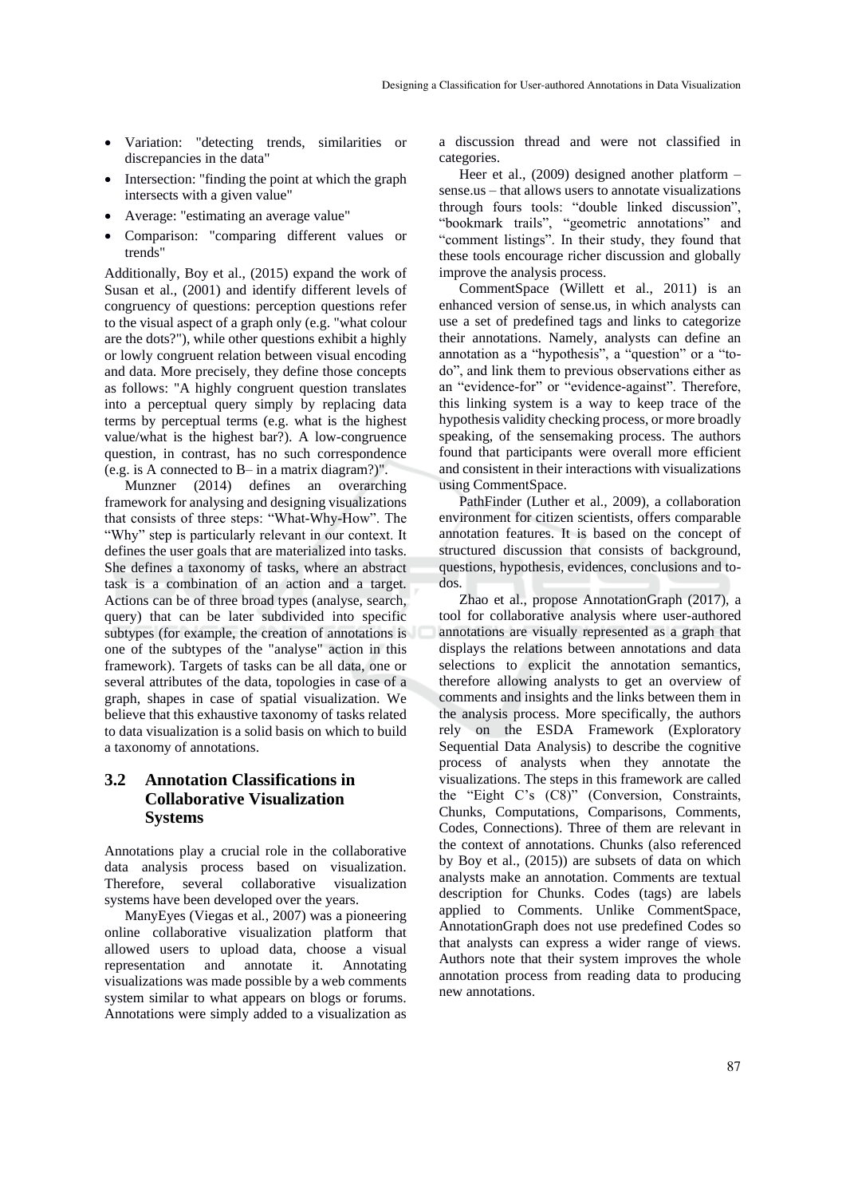- Variation: "detecting trends, similarities or discrepancies in the data"
- Intersection: "finding the point at which the graph intersects with a given value"
- Average: "estimating an average value"
- Comparison: "comparing different values or trends"

Additionally, Boy et al., (2015) expand the work of Susan et al., (2001) and identify different levels of congruency of questions: perception questions refer to the visual aspect of a graph only (e.g. "what colour are the dots?"), while other questions exhibit a highly or lowly congruent relation between visual encoding and data. More precisely, they define those concepts as follows: "A highly congruent question translates into a perceptual query simply by replacing data terms by perceptual terms (e.g. what is the highest value/what is the highest bar?). A low-congruence question, in contrast, has no such correspondence (e.g. is A connected to B– in a matrix diagram?)".

Munzner (2014) defines an overarching framework for analysing and designing visualizations that consists of three steps: "What-Why-How". The "Why" step is particularly relevant in our context. It defines the user goals that are materialized into tasks. She defines a taxonomy of tasks, where an abstract task is a combination of an action and a target. Actions can be of three broad types (analyse, search, query) that can be later subdivided into specific subtypes (for example, the creation of annotations is one of the subtypes of the "analyse" action in this framework). Targets of tasks can be all data, one or several attributes of the data, topologies in case of a graph, shapes in case of spatial visualization. We believe that this exhaustive taxonomy of tasks related to data visualization is a solid basis on which to build a taxonomy of annotations.

### 3.2 Annotation Classifications in Collaborative Visualization Systems

Annotations play a crucial role in the collaborative data analysis process based on visualization. Therefore, several collaborative visualization systems have been developed over the years.

ManyEyes (Viegas et al., 2007) was a pioneering online collaborative visualization platform that allowed users to upload data, choose a visual representation and annotate it. Annotating visualizations was made possible by a web comments system similar to what appears on blogs or forums. Annotations were simply added to a visualization as a discussion thread and were not classified in categories.

Heer et al., (2009) designed another platform – sense.us – that allows users to annotate visualizations through fours tools: "double linked discussion", "bookmark trails", "geometric annotations" and "comment listings". In their study, they found that these tools encourage richer discussion and globally improve the analysis process.

CommentSpace (Willett et al., 2011) is an enhanced version of sense.us, in which analysts can use a set of predefined tags and links to categorize their annotations. Namely, analysts can define an annotation as a "hypothesis", a "question" or a "to-do", and link them to previous observations either as an "evidence-for" or "evidence-against". Therefore, this linking system is a way to keep trace of the hypothesis validity checking process, or more broadly speaking, of the sensemaking process. The authors found that participants were overall more efficient and consistent in their interactions with visualizations using CommentSpace.

PathFinder (Luther et al., 2009), a collaboration environment for citizen scientists, offers comparable annotation features. It is based on the concept of structured discussion that consists of background, questions, hypothesis, evidences, conclusions and to-dos.

Zhao et al., propose AnnotationGraph (2017), a tool for collaborative analysis where user-authored annotations are visually represented as a graph that displays the relations between annotations and data selections to explicit the annotation semantics, therefore allowing analysts to get an overview of comments and insights and the links between them in the analysis process. More specifically, the authors rely on the ESDA Framework (Exploratory Sequential Data Analysis) to describe the cognitive process of analysts when they annotate the visualizations. The steps in this framework are called the "Eight C's (C8)" (Conversion, Constraints, Chunks, Computations, Comparisons, Comments, Codes, Connections). Three of them are relevant in the context of annotations. Chunks (also referenced by Boy et al., (2015)) are subsets of data on which analysts make an annotation. Comments are textual description for Chunks. Codes (tags) are labels applied to Comments. Unlike CommentSpace, AnnotationGraph does not use predefined Codes so that analysts can express a wider range of views. Authors note that their system improves the whole annotation process from reading data to producing new annotations.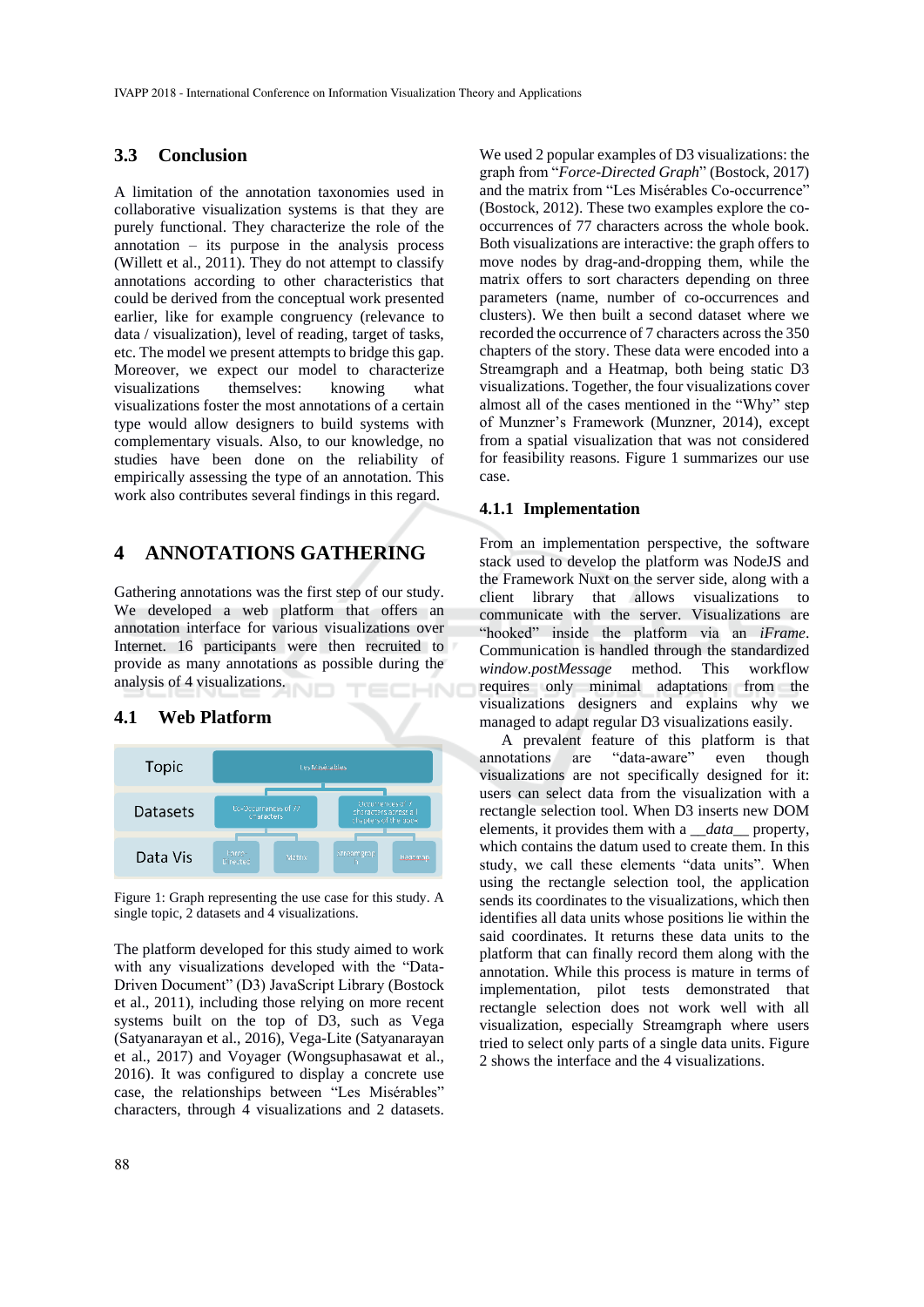## 3.3 Conclusion

A limitation of the annotation taxonomies used in collaborative visualization systems is that they are purely functional. They characterize the role of the annotation – its purpose in the analysis process (Willett et al., 2011). They do not attempt to classify annotations according to other characteristics that could be derived from the conceptual work presented earlier, like for example congruency (relevance to data / visualization), level of reading, target of tasks, etc. The model we present attempts to bridge this gap. Moreover, we expect our model to characterize visualizations themselves: knowing what visualizations foster the most annotations of a certain type would allow designers to build systems with complementary visuals. Also, to our knowledge, no studies have been done on the reliability of empirically assessing the type of an annotation. This work also contributes several findings in this regard.

# 4 ANNOTATIONS GATHERING

Gathering annotations was the first step of our study. We developed a web platform that offers an annotation interface for various visualizations over Internet. 16 participants were then recruited to provide as many annotations as possible during the analysis of 4 visualizations.

## 4.1 Web Platform

| Topic | Les Misérables | | | |
|---|---|---|---|---|
| Datasets | Co-occurrences of 77 characters | | Occurrences of 7 characters across all chapters of the book | |
| Data Vis | Force-Directed | Matrix | Streamgraph | Heatmap |

Figure 1: Graph representing the use case for this study. A single topic, 2 datasets and 4 visualizations.

The platform developed for this study aimed to work with any visualizations developed with the "Data-Driven Document" (D3) JavaScript Library (Bostock et al., 2011), including those relying on more recent systems built on the top of D3, such as Vega (Satyanarayan et al., 2016), Vega-Lite (Satyanarayan et al., 2017) and Voyager (Wongsuphasawat et al., 2016). It was configured to display a concrete use case, the relationships between "Les Misérables" characters, through 4 visualizations and 2 datasets. We used 2 popular examples of D3 visualizations: the graph from "*Force-Directed Graph*" (Bostock, 2017) and the matrix from "Les Misérables Co-occurrence" (Bostock, 2012). These two examples explore the co-occurrences of 77 characters across the whole book. Both visualizations are interactive: the graph offers to move nodes by drag-and-dropping them, while the matrix offers to sort characters depending on three parameters (name, number of co-occurrences and clusters). We then built a second dataset where we recorded the occurrence of 7 characters across the 350 chapters of the story. These data were encoded into a Streamgraph and a Heatmap, both being static D3 visualizations. Together, the four visualizations cover almost all of the cases mentioned in the "Why" step of Munzner's Framework (Munzner, 2014), except from a spatial visualization that was not considered for feasibility reasons. Figure 1 summarizes our use case.

### 4.1.1 Implementation

From an implementation perspective, the software stack used to develop the platform was NodeJS and the Framework Nuxt on the server side, along with a client library that allows visualizations to communicate with the server. Visualizations are "hooked" inside the platform via an *iFrame*. Communication is handled through the standardized *window.postMessage* method. This workflow requires only minimal adaptations from the visualizations designers and explains why we managed to adapt regular D3 visualizations easily.

A prevalent feature of this platform is that annotations are "data-aware" even though visualizations are not specifically designed for it: users can select data from the visualization with a rectangle selection tool. When D3 inserts new DOM elements, it provides them with a *__data__* property, which contains the datum used to create them. In this study, we call these elements "data units". When using the rectangle selection tool, the application sends its coordinates to the visualizations, which then identifies all data units whose positions lie within the said coordinates. It returns these data units to the platform that can finally record them along with the annotation. While this process is mature in terms of implementation, pilot tests demonstrated that rectangle selection does not work well with all visualization, especially Streamgraph where users tried to select only parts of a single data units. Figure 2 shows the interface and the 4 visualizations.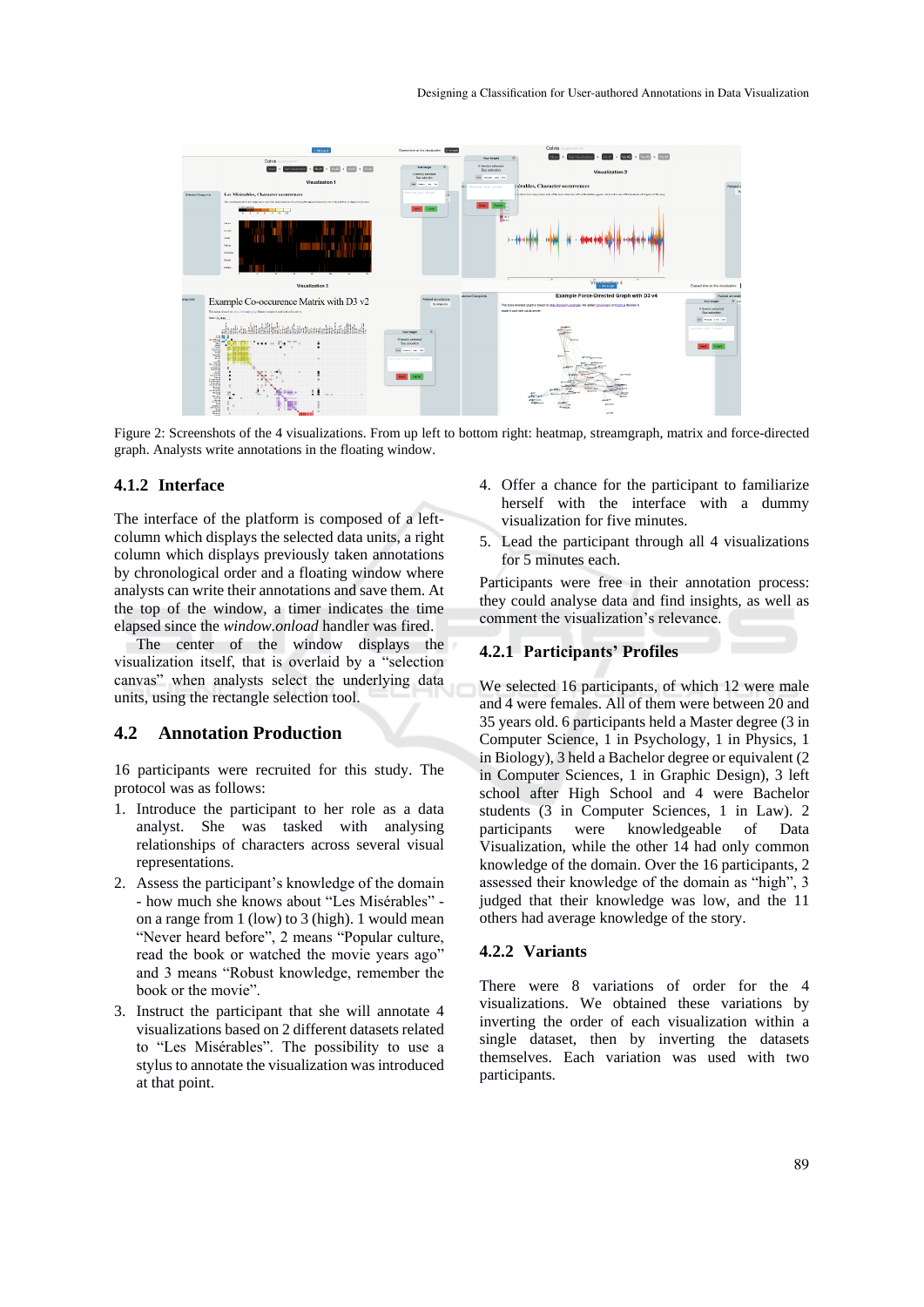Figure 2: Screenshots of the 4 visualizations. From up left to bottom right: heatmap, streamgraph, matrix and force-directed graph. Analysts write annotations in the floating window.

### 4.1.2 Interface

The interface of the platform is composed of a left-column which displays the selected data units, a right column which displays previously taken annotations by chronological order and a floating window where analysts can write their annotations and save them. At the top of the window, a timer indicates the time elapsed since the *window.onload* handler was fired.

The center of the window displays the visualization itself, that is overlaid by a "selection canvas" when analysts select the underlying data units, using the rectangle selection tool.

## 4.2 Annotation Production

16 participants were recruited for this study. The protocol was as follows:

1. Introduce the participant to her role as a data analyst. She was tasked with analysing relationships of characters across several visual representations.
2. Assess the participant's knowledge of the domain - how much she knows about "Les Misérables" - on a range from 1 (low) to 3 (high). 1 would mean "Never heard before", 2 means "Popular culture, read the book or watched the movie years ago" and 3 means "Robust knowledge, remember the book or the movie".
3. Instruct the participant that she will annotate 4 visualizations based on 2 different datasets related to "Les Misérables". The possibility to use a stylus to annotate the visualization was introduced at that point.
4. Offer a chance for the participant to familiarize herself with the interface with a dummy visualization for five minutes.
5. Lead the participant through all 4 visualizations for 5 minutes each.

Participants were free in their annotation process: they could analyse data and find insights, as well as comment the visualization's relevance.

### 4.2.1 Participants' Profiles

We selected 16 participants, of which 12 were male and 4 were females. All of them were between 20 and 35 years old. 6 participants held a Master degree (3 in Computer Science, 1 in Psychology, 1 in Physics, 1 in Biology), 3 held a Bachelor degree or equivalent (2 in Computer Sciences, 1 in Graphic Design), 3 left school after High School and 4 were Bachelor students (3 in Computer Sciences, 1 in Law). 2 participants were knowledgeable of Data Visualization, while the other 14 had only common knowledge of the domain. Over the 16 participants, 2 assessed their knowledge of the domain as "high", 3 judged that their knowledge was low, and the 11 others had average knowledge of the story.

### 4.2.2 Variants

There were 8 variations of order for the 4 visualizations. We obtained these variations by inverting the order of each visualization within a single dataset, then by inverting the datasets themselves. Each variation was used with two participants.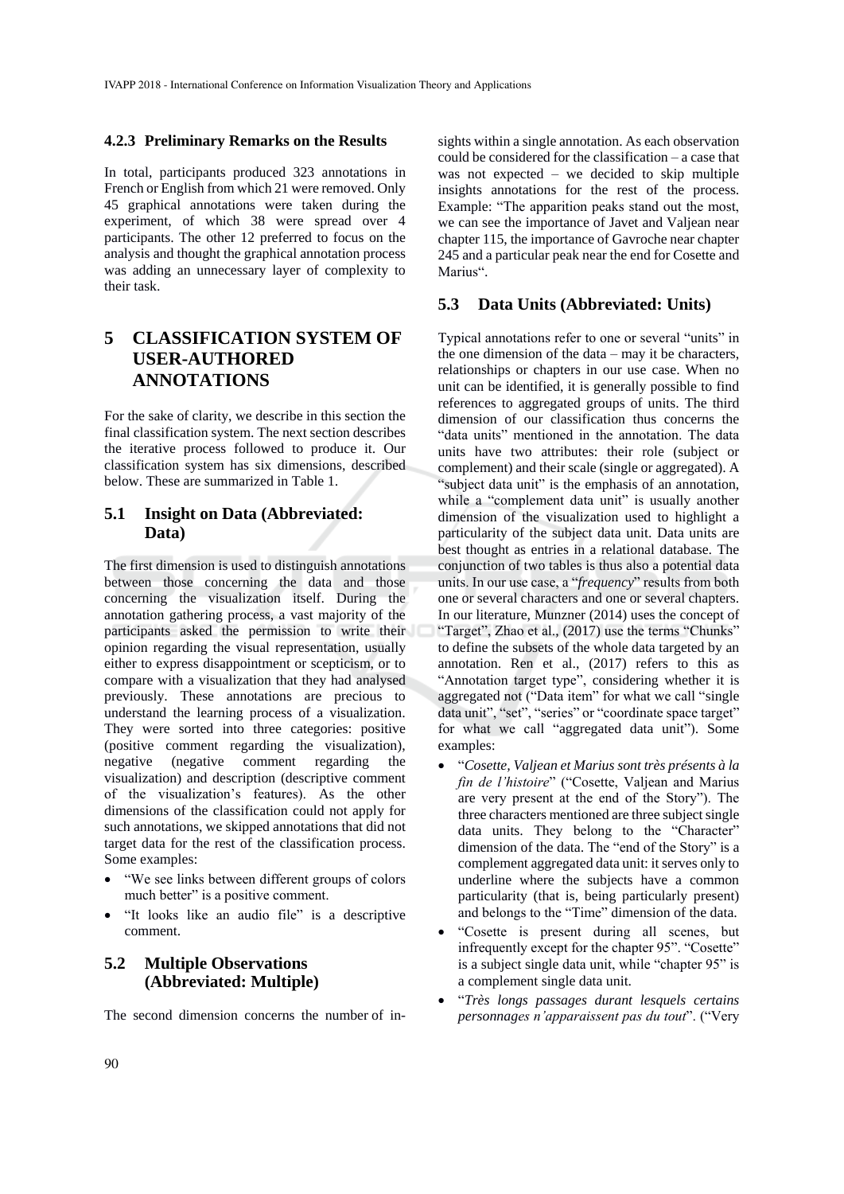#### 4.2.3 Preliminary Remarks on the Results

In total, participants produced 323 annotations in French or English from which 21 were removed. Only 45 graphical annotations were taken during the experiment, of which 38 were spread over 4 participants. The other 12 preferred to focus on the analysis and thought the graphical annotation process was adding an unnecessary layer of complexity to their task.

# 5 CLASSIFICATION SYSTEM OF USER-AUTHORED ANNOTATIONS

For the sake of clarity, we describe in this section the final classification system. The next section describes the iterative process followed to produce it. Our classification system has six dimensions, described below. These are summarized in Table 1.

## 5.1 Insight on Data (Abbreviated: Data)

The first dimension is used to distinguish annotations between those concerning the data and those concerning the visualization itself. During the annotation gathering process, a vast majority of the participants asked the permission to write their opinion regarding the visual representation, usually either to express disappointment or scepticism, or to compare with a visualization that they had analysed previously. These annotations are precious to understand the learning process of a visualization. They were sorted into three categories: positive (positive comment regarding the visualization), negative (negative comment regarding the visualization) and description (descriptive comment of the visualization's features). As the other dimensions of the classification could not apply for such annotations, we skipped annotations that did not target data for the rest of the classification process. Some examples:

- "We see links between different groups of colors much better" is a positive comment.
- "It looks like an audio file" is a descriptive comment.

## 5.2 Multiple Observations (Abbreviated: Multiple)

The second dimension concerns the number of insights within a single annotation. As each observation could be considered for the classification – a case that was not expected – we decided to skip multiple insights annotations for the rest of the process. Example: "The apparition peaks stand out the most, we can see the importance of Javet and Valjean near chapter 115, the importance of Gavroche near chapter 245 and a particular peak near the end for Cosette and Marius".

## 5.3 Data Units (Abbreviated: Units)

Typical annotations refer to one or several "units" in the one dimension of the data – may it be characters, relationships or chapters in our use case. When no unit can be identified, it is generally possible to find references to aggregated groups of units. The third dimension of our classification thus concerns the "data units" mentioned in the annotation. The data units have two attributes: their role (subject or complement) and their scale (single or aggregated). A "subject data unit" is the emphasis of an annotation, while a "complement data unit" is usually another dimension of the visualization used to highlight a particularity of the subject data unit. Data units are best thought as entries in a relational database. The conjunction of two tables is thus also a potential data units. In our use case, a "*frequency*" results from both one or several characters and one or several chapters. In our literature, Munzner (2014) uses the concept of "Target", Zhao et al., (2017) use the terms "Chunks" to define the subsets of the whole data targeted by an annotation. Ren et al., (2017) refers to this as "Annotation target type", considering whether it is aggregated not ("Data item" for what we call "single data unit", "set", "series" or "coordinate space target" for what we call "aggregated data unit"). Some examples:

- "*Cosette, Valjean et Marius sont très présents à la fin de l'histoire*" ("Cosette, Valjean and Marius are very present at the end of the Story"). The three characters mentioned are three subject single data units. They belong to the "Character" dimension of the data. The "end of the Story" is a complement aggregated data unit: it serves only to underline where the subjects have a common particularity (that is, being particularly present) and belongs to the "Time" dimension of the data.
- "Cosette is present during all scenes, but infrequently except for the chapter 95". "Cosette" is a subject single data unit, while "chapter 95" is a complement single data unit.
- "*Très longs passages durant lesquels certains personnages n'apparaissent pas du tout*". ("Very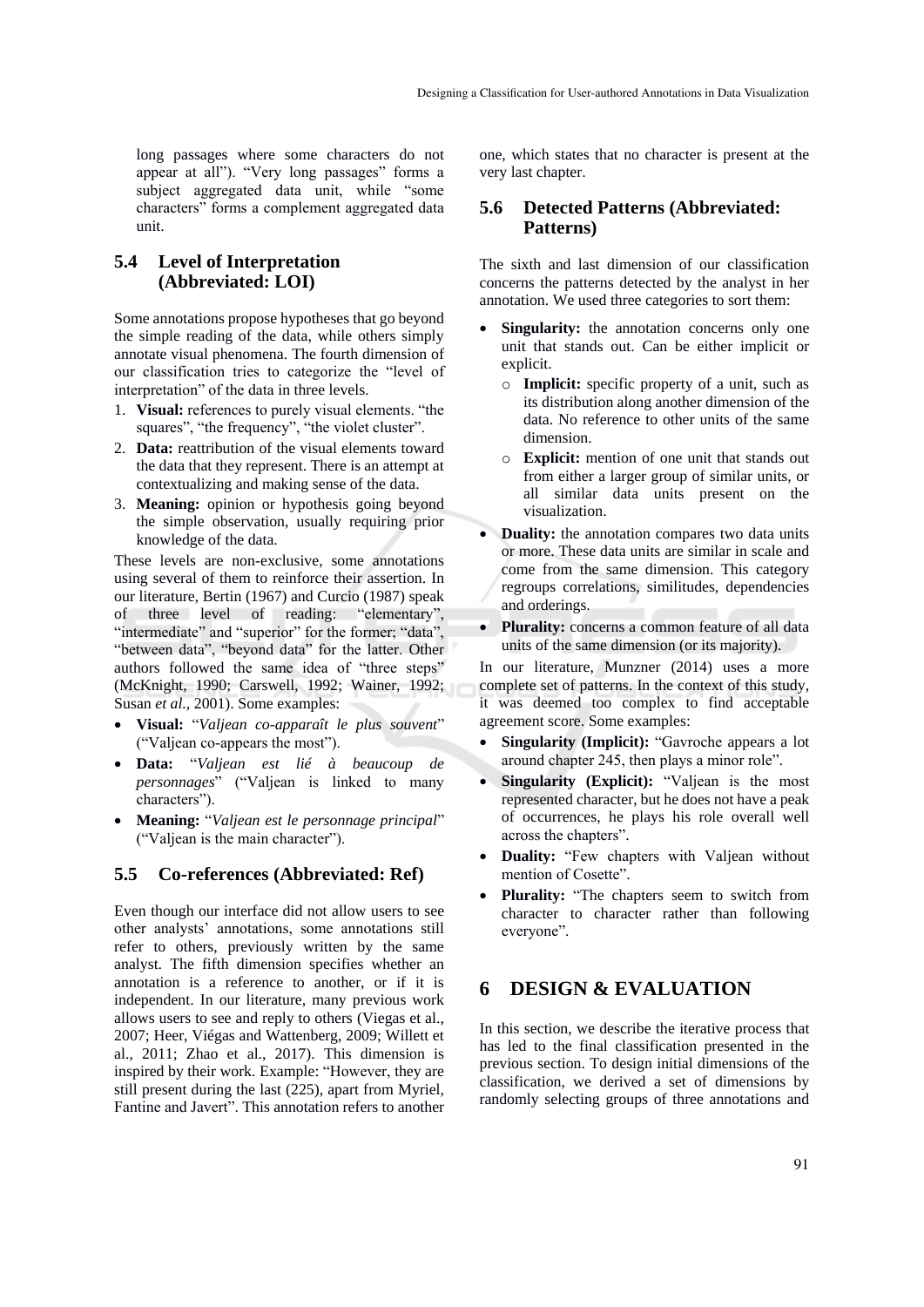long passages where some characters do not appear at all"). "Very long passages" forms a subject aggregated data unit, while "some characters" forms a complement aggregated data unit.

### 5.4 Level of Interpretation (Abbreviated: LOI)

Some annotations propose hypotheses that go beyond the simple reading of the data, while others simply annotate visual phenomena. The fourth dimension of our classification tries to categorize the "level of interpretation" of the data in three levels.

1. **Visual:** references to purely visual elements. "the squares", "the frequency", "the violet cluster".
2. **Data:** reattribution of the visual elements toward the data that they represent. There is an attempt at contextualizing and making sense of the data.
3. **Meaning:** opinion or hypothesis going beyond the simple observation, usually requiring prior knowledge of the data.

These levels are non-exclusive, some annotations using several of them to reinforce their assertion. In our literature, Bertin (1967) and Curcio (1987) speak of three level of reading: "elementary", "intermediate" and "superior" for the former; "data", "between data", "beyond data" for the latter. Other authors followed the same idea of "three steps" (McKnight, 1990; Carswell, 1992; Wainer, 1992; Susan *et al.*, 2001). Some examples:

- **Visual:** "*Valjean co-apparaît le plus souvent*" ("Valjean co-appears the most").
- **Data:** "*Valjean est lié à beaucoup de personnages*" ("Valjean is linked to many characters").
- **Meaning:** "*Valjean est le personnage principal*" ("Valjean is the main character").

### 5.5 Co-references (Abbreviated: Ref)

Even though our interface did not allow users to see other analysts' annotations, some annotations still refer to others, previously written by the same analyst. The fifth dimension specifies whether an annotation is a reference to another, or if it is independent. In our literature, many previous work allows users to see and reply to others (Viegas et al., 2007; Heer, Viégas and Wattenberg, 2009; Willett et al., 2011; Zhao et al., 2017). This dimension is inspired by their work. Example: "However, they are still present during the last (225), apart from Myriel, Fantine and Javert". This annotation refers to another one, which states that no character is present at the very last chapter.

### 5.6 Detected Patterns (Abbreviated: Patterns)

The sixth and last dimension of our classification concerns the patterns detected by the analyst in her annotation. We used three categories to sort them:

- **Singularity:** the annotation concerns only one unit that stands out. Can be either implicit or explicit.
  - **Implicit:** specific property of a unit, such as its distribution along another dimension of the data. No reference to other units of the same dimension.
  - **Explicit:** mention of one unit that stands out from either a larger group of similar units, or all similar data units present on the visualization.
- **Duality:** the annotation compares two data units or more. These data units are similar in scale and come from the same dimension. This category regroups correlations, similitudes, dependencies and orderings.
- **Plurality:** concerns a common feature of all data units of the same dimension (or its majority).

In our literature, Munzner (2014) uses a more complete set of patterns. In the context of this study, it was deemed too complex to find acceptable agreement score. Some examples:

- **Singularity (Implicit):** "Gavroche appears a lot around chapter 245, then plays a minor role".
- **Singularity (Explicit):** "Valjean is the most represented character, but he does not have a peak of occurrences, he plays his role overall well across the chapters".
- **Duality:** "Few chapters with Valjean without mention of Cosette".
- **Plurality:** "The chapters seem to switch from character to character rather than following everyone".

## 6 DESIGN & EVALUATION

In this section, we describe the iterative process that has led to the final classification presented in the previous section. To design initial dimensions of the classification, we derived a set of dimensions by randomly selecting groups of three annotations and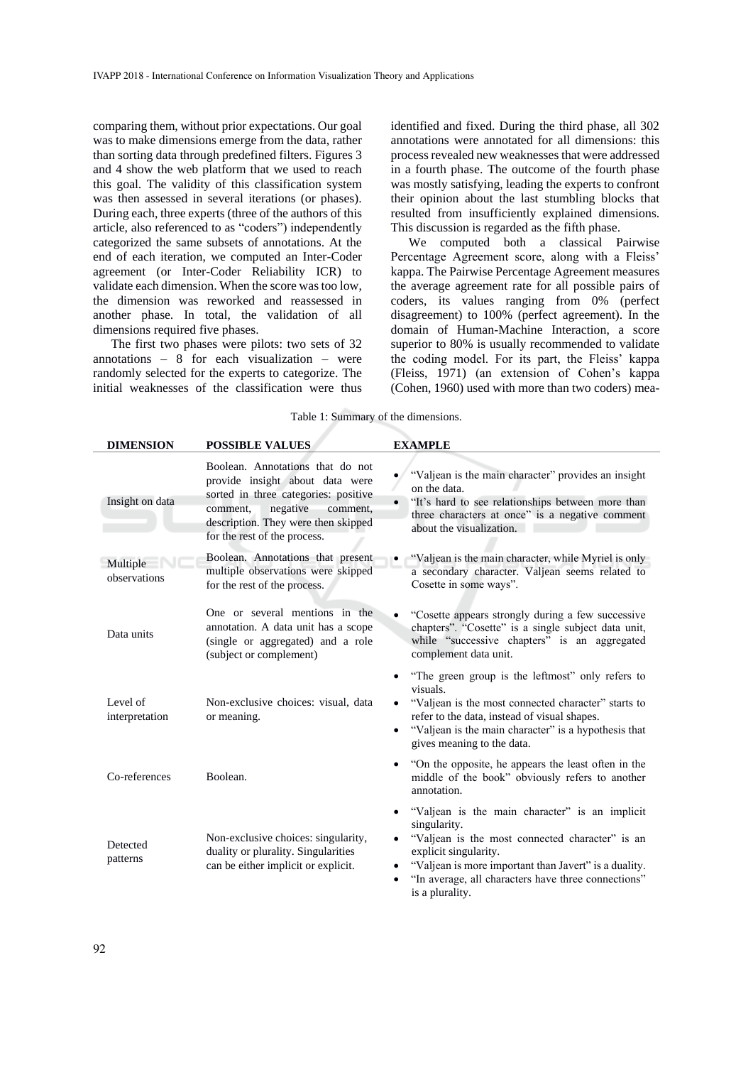comparing them, without prior expectations. Our goal was to make dimensions emerge from the data, rather than sorting data through predefined filters. Figures 3 and 4 show the web platform that we used to reach this goal. The validity of this classification system was then assessed in several iterations (or phases). During each, three experts (three of the authors of this article, also referenced to as "coders") independently categorized the same subsets of annotations. At the end of each iteration, we computed an Inter-Coder agreement (or Inter-Coder Reliability ICR) to validate each dimension. When the score was too low, the dimension was reworked and reassessed in another phase. In total, the validation of all dimensions required five phases.

The first two phases were pilots: two sets of 32 annotations – 8 for each visualization – were randomly selected for the experts to categorize. The initial weaknesses of the classification were thus identified and fixed. During the third phase, all 302 annotations were annotated for all dimensions: this process revealed new weaknesses that were addressed in a fourth phase. The outcome of the fourth phase was mostly satisfying, leading the experts to confront their opinion about the last stumbling blocks that resulted from insufficiently explained dimensions. This discussion is regarded as the fifth phase.

We computed both a classical Pairwise Percentage Agreement score, along with a Fleiss' kappa. The Pairwise Percentage Agreement measures the average agreement rate for all possible pairs of coders, its values ranging from 0% (perfect disagreement) to 100% (perfect agreement). In the domain of Human-Machine Interaction, a score superior to 80% is usually recommended to validate the coding model. For its part, the Fleiss' kappa (Fleiss, 1971) (an extension of Cohen's kappa (Cohen, 1960) used with more than two coders) mea-

Table 1: Summary of the dimensions.

| DIMENSION | POSSIBLE VALUES | EXAMPLE |
|---|---|---|
| Insight on data | Boolean. Annotations that do not provide insight about data were sorted in three categories: positive comment, negative comment, description. They were then skipped for the rest of the process. | • "Valjean is the main character" provides an insight on the data.<br>• "It's hard to see relationships between more than three characters at once" is a negative comment about the visualization. |
| Multiple observations | Boolean. Annotations that present multiple observations were skipped for the rest of the process. | • "Valjean is the main character, while Myriel is only a secondary character. Valjean seems related to Cosette in some ways". |
| Data units | One or several mentions in the annotation. A data unit has a scope (single or aggregated) and a role (subject or complement) | • "Cosette appears strongly during a few successive chapters". "Cosette" is a single subject data unit, while "successive chapters" is an aggregated complement data unit. |
| Level of interpretation | Non-exclusive choices: visual, data or meaning. | • "The green group is the leftmost" only refers to visuals.<br>• "Valjean is the most connected character" starts to refer to the data, instead of visual shapes.<br>• "Valjean is the main character" is a hypothesis that gives meaning to the data. |
| Co-references | Boolean. | • "On the opposite, he appears the least often in the middle of the book" obviously refers to another annotation. |
| Detected patterns | Non-exclusive choices: singularity, duality or plurality. Singularities can be either implicit or explicit. | • "Valjean is the main character" is an implicit singularity.<br>• "Valjean is the most connected character" is an explicit singularity.<br>• "Valjean is more important than Javert" is a duality.<br>• "In average, all characters have three connections" is a plurality. |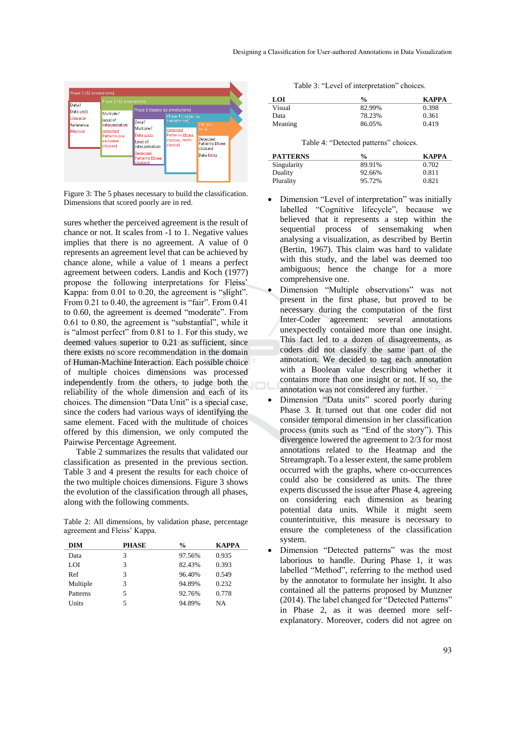Figure 3: The 5 phases necessary to build the classification. Dimensions that scored poorly are in red.

sures whether the perceived agreement is the result of chance or not. It scales from -1 to 1. Negative values implies that there is no agreement. A value of 0 represents an agreement level that can be achieved by chance alone, while a value of 1 means a perfect agreement between coders. Landis and Koch (1977) propose the following interpretations for Fleiss' Kappa: from 0.01 to 0.20, the agreement is "slight". From 0.21 to 0.40, the agreement is "fair". From 0.41 to 0.60, the agreement is deemed "moderate". From 0.61 to 0.80, the agreement is "substantial", while it is "almost perfect" from 0.81 to 1. For this study, we deemed values superior to 0.21 as sufficient, since there exists no score recommendation in the domain of Human-Machine Interaction. Each possible choice of multiple choices dimensions was processed independently from the others, to judge both the reliability of the whole dimension and each of its choices. The dimension "Data Unit" is a special case, since the coders had various ways of identifying the same element. Faced with the multitude of choices offered by this dimension, we only computed the Pairwise Percentage Agreement.

Table 2 summarizes the results that validated our classification as presented in the previous section. Table 3 and 4 present the results for each choice of the two multiple choices dimensions. Figure 3 shows the evolution of the classification through all phases, along with the following comments.

Table 2: All dimensions, by validation phase, percentage agreement and Fleiss' Kappa.

| DIM | PHASE | % | KAPPA |
|---|---|---|---|
| Data | 3 | 97.56% | 0.935 |
| LOI | 3 | 82.43% | 0.393 |
| Ref | 3 | 96.40% | 0.549 |
| Multiple | 3 | 94.89% | 0.232 |
| Patterns | 5 | 92.76% | 0.778 |
| Units | 5 | 94.89% | NA |

Table 3: "Level of interpretation" choices.

| LOI | % | KAPPA |
|---|---|---|
| Visual | 82.99% | 0.398 |
| Data | 78.23% | 0.361 |
| Meaning | 86.05% | 0.419 |

Table 4: "Detected patterns" choices.

| PATTERNS | % | KAPPA |
|---|---|---|
| Singularity | 89.91% | 0.702 |
| Duality | 92.66% | 0.811 |
| Plurality | 95.72% | 0.821 |

- Dimension "Level of interpretation" was initially labelled "Cognitive lifecycle", because we believed that it represents a step within the sequential process of sensemaking when analysing a visualization, as described by Bertin (Bertin, 1967). This claim was hard to validate with this study, and the label was deemed too ambiguous; hence the change for a more comprehensive one.
- Dimension "Multiple observations" was not present in the first phase, but proved to be necessary during the computation of the first Inter-Coder agreement: several annotations unexpectedly contained more than one insight. This fact led to a dozen of disagreements, as coders did not classify the same part of the annotation. We decided to tag each annotation with a Boolean value describing whether it contains more than one insight or not. If so, the annotation was not considered any further.
- Dimension "Data units" scored poorly during Phase 3. It turned out that one coder did not consider temporal dimension in her classification process (units such as "End of the story"). This divergence lowered the agreement to 2/3 for most annotations related to the Heatmap and the Streamgraph. To a lesser extent, the same problem occurred with the graphs, where co-occurrences could also be considered as units. The three experts discussed the issue after Phase 4, agreeing on considering each dimension as bearing potential data units. While it might seem counterintuitive, this measure is necessary to ensure the completeness of the classification system.
- Dimension "Detected patterns" was the most laborious to handle. During Phase 1, it was labelled "Method", referring to the method used by the annotator to formulate her insight. It also contained all the patterns proposed by Munzner (2014). The label changed for "Detected Patterns" in Phase 2, as it was deemed more self-explanatory. Moreover, coders did not agree on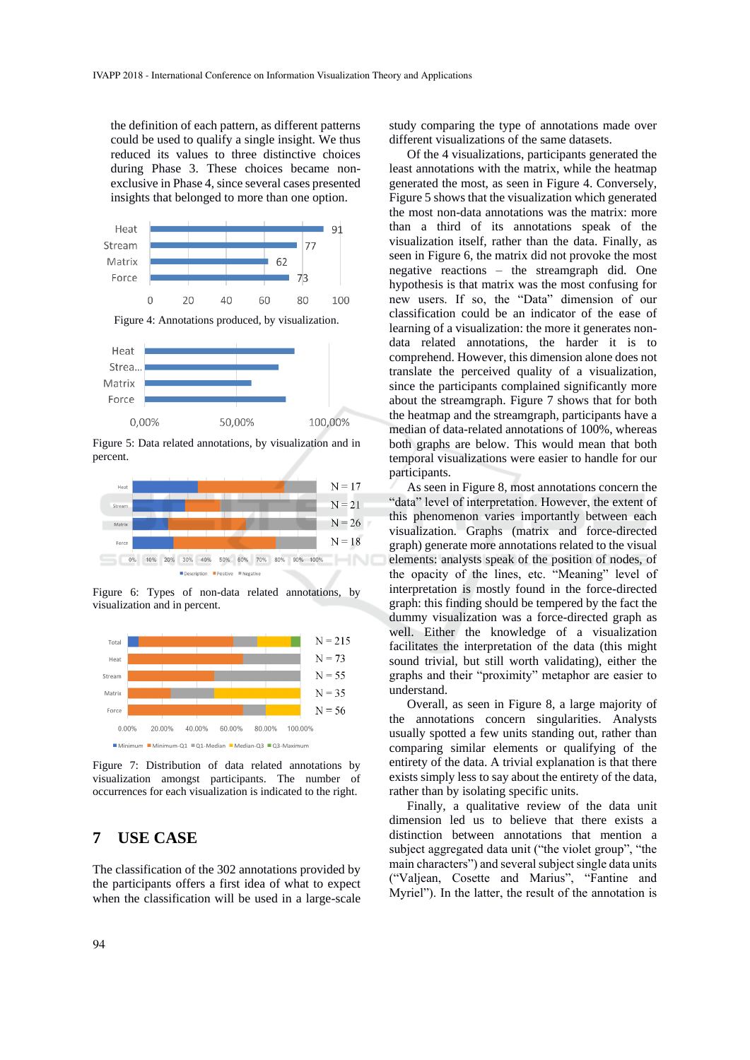the definition of each pattern, as different patterns could be used to qualify a single insight. We thus reduced its values to three distinctive choices during Phase 3. These choices became non-exclusive in Phase 4, since several cases presented insights that belonged to more than one option.

Figure 4: Annotations produced, by visualization.

Figure 5: Data related annotations, by visualization and in percent.

Figure 6: Types of non-data related annotations, by visualization and in percent.

Figure 7: Distribution of data related annotations by visualization amongst participants. The number of occurrences for each visualization is indicated to the right.

## 7 USE CASE

The classification of the 302 annotations provided by the participants offers a first idea of what to expect when the classification will be used in a large-scale study comparing the type of annotations made over different visualizations of the same datasets.

Of the 4 visualizations, participants generated the least annotations with the matrix, while the heatmap generated the most, as seen in Figure 4. Conversely, Figure 5 shows that the visualization which generated the most non-data annotations was the matrix: more than a third of its annotations speak of the visualization itself, rather than the data. Finally, as seen in Figure 6, the matrix did not provoke the most negative reactions – the streamgraph did. One hypothesis is that matrix was the most confusing for new users. If so, the "Data" dimension of our classification could be an indicator of the ease of learning of a visualization: the more it generates non-data related annotations, the harder it is to comprehend. However, this dimension alone does not translate the perceived quality of a visualization, since the participants complained significantly more about the streamgraph. Figure 7 shows that for both the heatmap and the streamgraph, participants have a median of data-related annotations of 100%, whereas both graphs are below. This would mean that both temporal visualizations were easier to handle for our participants.

As seen in Figure 8, most annotations concern the "data" level of interpretation. However, the extent of this phenomenon varies importantly between each visualization. Graphs (matrix and force-directed graph) generate more annotations related to the visual elements: analysts speak of the position of nodes, of the opacity of the lines, etc. "Meaning" level of interpretation is mostly found in the force-directed graph: this finding should be tempered by the fact the dummy visualization was a force-directed graph as well. Either the knowledge of a visualization facilitates the interpretation of the data (this might sound trivial, but still worth validating), either the graphs and their "proximity" metaphor are easier to understand.

Overall, as seen in Figure 8, a large majority of the annotations concern singularities. Analysts usually spotted a few units standing out, rather than comparing similar elements or qualifying of the entirety of the data. A trivial explanation is that there exists simply less to say about the entirety of the data, rather than by isolating specific units.

Finally, a qualitative review of the data unit dimension led us to believe that there exists a distinction between annotations that mention a subject aggregated data unit ("the violet group", "the main characters") and several subject single data units ("Valjean, Cosette and Marius", "Fantine and Myriel"). In the latter, the result of the annotation is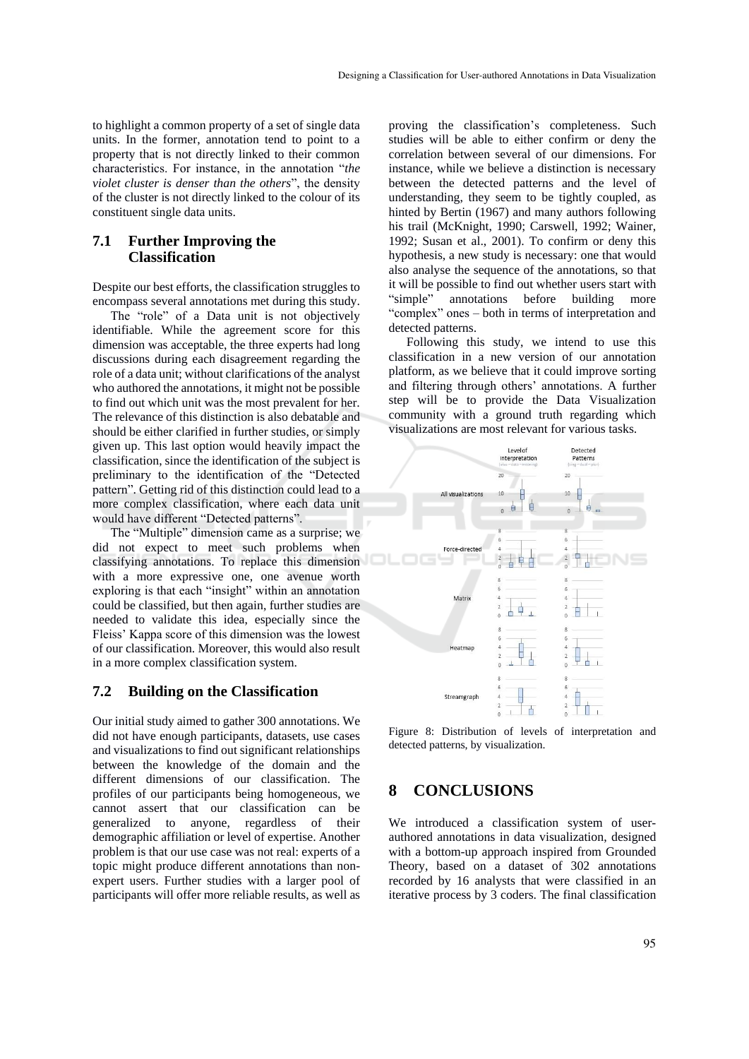to highlight a common property of a set of single data units. In the former, annotation tend to point to a property that is not directly linked to their common characteristics. For instance, in the annotation "*the violet cluster is denser than the others*", the density of the cluster is not directly linked to the colour of its constituent single data units.

### 7.1 Further Improving the Classification

Despite our best efforts, the classification struggles to encompass several annotations met during this study.

The "role" of a Data unit is not objectively identifiable. While the agreement score for this dimension was acceptable, the three experts had long discussions during each disagreement regarding the role of a data unit; without clarifications of the analyst who authored the annotations, it might not be possible to find out which unit was the most prevalent for her. The relevance of this distinction is also debatable and should be either clarified in further studies, or simply given up. This last option would heavily impact the classification, since the identification of the subject is preliminary to the identification of the "Detected pattern". Getting rid of this distinction could lead to a more complex classification, where each data unit would have different "Detected patterns".

The "Multiple" dimension came as a surprise; we did not expect to meet such problems when classifying annotations. To replace this dimension with a more expressive one, one avenue worth exploring is that each "insight" within an annotation could be classified, but then again, further studies are needed to validate this idea, especially since the Fleiss' Kappa score of this dimension was the lowest of our classification. Moreover, this would also result in a more complex classification system.

### 7.2 Building on the Classification

Our initial study aimed to gather 300 annotations. We did not have enough participants, datasets, use cases and visualizations to find out significant relationships between the knowledge of the domain and the different dimensions of our classification. The profiles of our participants being homogeneous, we cannot assert that our classification can be generalized to anyone, regardless of their demographic affiliation or level of expertise. Another problem is that our use case was not real: experts of a topic might produce different annotations than non-expert users. Further studies with a larger pool of participants will offer more reliable results, as well as proving the classification's completeness. Such studies will be able to either confirm or deny the correlation between several of our dimensions. For instance, while we believe a distinction is necessary between the detected patterns and the level of understanding, they seem to be tightly coupled, as hinted by Bertin (1967) and many authors following his trail (McKnight, 1990; Carswell, 1992; Wainer, 1992; Susan et al., 2001). To confirm or deny this hypothesis, a new study is necessary: one that would also analyse the sequence of the annotations, so that it will be possible to find out whether users start with "simple" annotations before building more "complex" ones – both in terms of interpretation and detected patterns.

Following this study, we intend to use this classification in a new version of our annotation platform, as we believe that it could improve sorting and filtering through others' annotations. A further step will be to provide the Data Visualization community with a ground truth regarding which visualizations are most relevant for various tasks.

Figure 8: Distribution of levels of interpretation and detected patterns, by visualization.

## 8 CONCLUSIONS

We introduced a classification system of user-authored annotations in data visualization, designed with a bottom-up approach inspired from Grounded Theory, based on a dataset of 302 annotations recorded by 16 analysts that were classified in an iterative process by 3 coders. The final classification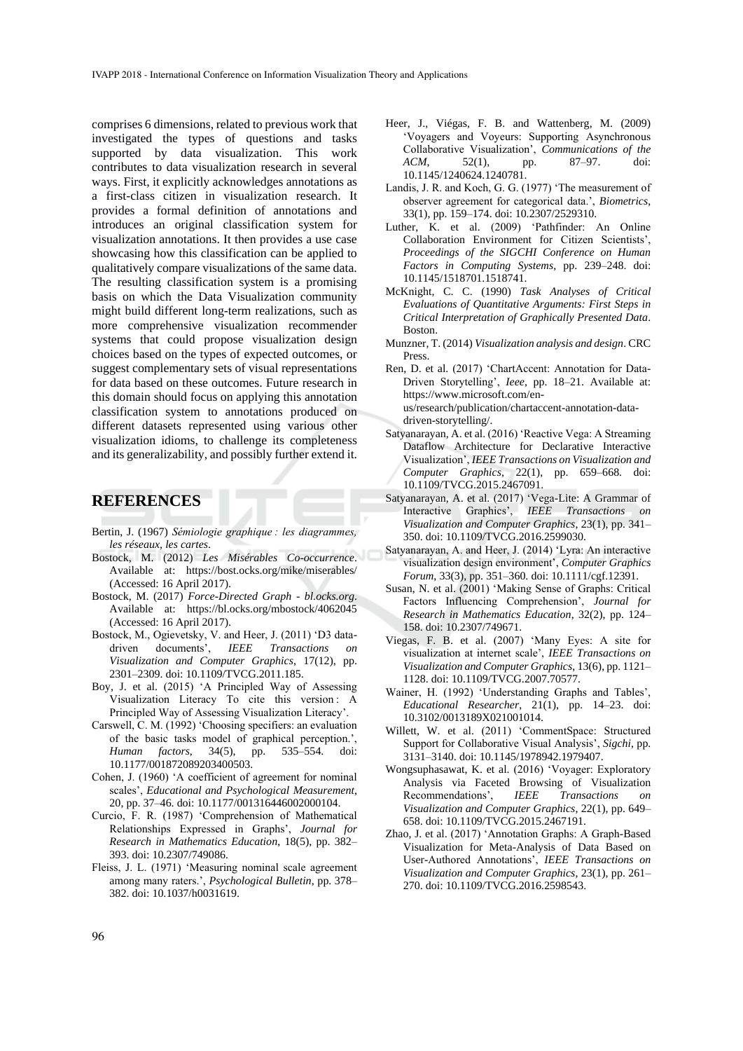comprises 6 dimensions, related to previous work that investigated the types of questions and tasks supported by data visualization. This work contributes to data visualization research in several ways. First, it explicitly acknowledges annotations as a first-class citizen in visualization research. It provides a formal definition of annotations and introduces an original classification system for visualization annotations. It then provides a use case showcasing how this classification can be applied to qualitatively compare visualizations of the same data. The resulting classification system is a promising basis on which the Data Visualization community might build different long-term realizations, such as more comprehensive visualization recommender systems that could propose visualization design choices based on the types of expected outcomes, or suggest complementary sets of visual representations for data based on these outcomes. Future research in this domain should focus on applying this annotation classification system to annotations produced on different datasets represented using various other visualization idioms, to challenge its completeness and its generalizability, and possibly further extend it.

## REFERENCES

Bertin, J. (1967) *Sémiologie graphique : les diagrammes, les réseaux, les cartes*.

Bostock, M. (2012) *Les Misérables Co-occurrence*. Available at: https://bost.ocks.org/mike/miserables/ (Accessed: 16 April 2017).

Bostock, M. (2017) *Force-Directed Graph - bl.ocks.org*. Available at: https://bl.ocks.org/mbostock/4062045 (Accessed: 16 April 2017).

Bostock, M., Ogievetsky, V. and Heer, J. (2011) 'D3 data-driven documents', *IEEE Transactions on Visualization and Computer Graphics*, 17(12), pp. 2301–2309. doi: 10.1109/TVCG.2011.185.

Boy, J. et al. (2015) 'A Principled Way of Assessing Visualization Literacy To cite this version : A Principled Way of Assessing Visualization Literacy'.

Carswell, C. M. (1992) 'Choosing specifiers: an evaluation of the basic tasks model of graphical perception.', *Human factors*, 34(5), pp. 535–554. doi: 10.1177/001872089203400503.

Cohen, J. (1960) 'A coefficient of agreement for nominal scales', *Educational and Psychological Measurement*, 20, pp. 37–46. doi: 10.1177/001316446002000104.

Curcio, F. R. (1987) 'Comprehension of Mathematical Relationships Expressed in Graphs', *Journal for Research in Mathematics Education*, 18(5), pp. 382–393. doi: 10.2307/749086.

Fleiss, J. L. (1971) 'Measuring nominal scale agreement among many raters.', *Psychological Bulletin*, pp. 378–382. doi: 10.1037/h0031619.

Heer, J., Viégas, F. B. and Wattenberg, M. (2009) 'Voyagers and Voyeurs: Supporting Asynchronous Collaborative Visualization', *Communications of the ACM*, 52(1), pp. 87–97. doi: 10.1145/1240624.1240781.

Landis, J. R. and Koch, G. G. (1977) 'The measurement of observer agreement for categorical data.', *Biometrics*, 33(1), pp. 159–174. doi: 10.2307/2529310.

Luther, K. et al. (2009) 'Pathfinder: An Online Collaboration Environment for Citizen Scientists', *Proceedings of the SIGCHI Conference on Human Factors in Computing Systems*, pp. 239–248. doi: 10.1145/1518701.1518741.

McKnight, C. C. (1990) *Task Analyses of Critical Evaluations of Quantitative Arguments: First Steps in Critical Interpretation of Graphically Presented Data*. Boston.

Munzner, T. (2014) *Visualization analysis and design*. CRC Press.

Ren, D. et al. (2017) 'ChartAccent: Annotation for Data-Driven Storytelling', *Ieee*, pp. 18–21. Available at: https://www.microsoft.com/en-us/research/publication/chartaccent-annotation-data-driven-storytelling/.

Satyanarayan, A. et al. (2016) 'Reactive Vega: A Streaming Dataflow Architecture for Declarative Interactive Visualization', *IEEE Transactions on Visualization and Computer Graphics*, 22(1), pp. 659–668. doi: 10.1109/TVCG.2015.2467091.

Satyanarayan, A. et al. (2017) 'Vega-Lite: A Grammar of Interactive Graphics', *IEEE Transactions on Visualization and Computer Graphics*, 23(1), pp. 341–350. doi: 10.1109/TVCG.2016.2599030.

Satyanarayan, A. and Heer, J. (2014) 'Lyra: An interactive visualization design environment', *Computer Graphics Forum*, 33(3), pp. 351–360. doi: 10.1111/cgf.12391.

Susan, N. et al. (2001) 'Making Sense of Graphs: Critical Factors Influencing Comprehension', *Journal for Research in Mathematics Education*, 32(2), pp. 124–158. doi: 10.2307/749671.

Viegas, F. B. et al. (2007) 'Many Eyes: A site for visualization at internet scale', *IEEE Transactions on Visualization and Computer Graphics*, 13(6), pp. 1121–1128. doi: 10.1109/TVCG.2007.70577.

Wainer, H. (1992) 'Understanding Graphs and Tables', *Educational Researcher*, 21(1), pp. 14–23. doi: 10.3102/0013189X021001014.

Willett, W. et al. (2011) 'CommentSpace: Structured Support for Collaborative Visual Analysis', *Sigchi*, pp. 3131–3140. doi: 10.1145/1978942.1979407.

Wongsuphasawat, K. et al. (2016) 'Voyager: Exploratory Analysis via Faceted Browsing of Visualization Recommendations', *IEEE Transactions on Visualization and Computer Graphics*, 22(1), pp. 649–658. doi: 10.1109/TVCG.2015.2467191.

Zhao, J. et al. (2017) 'Annotation Graphs: A Graph-Based Visualization for Meta-Analysis of Data Based on User-Authored Annotations', *IEEE Transactions on Visualization and Computer Graphics*, 23(1), pp. 261–270. doi: 10.1109/TVCG.2016.2598543.